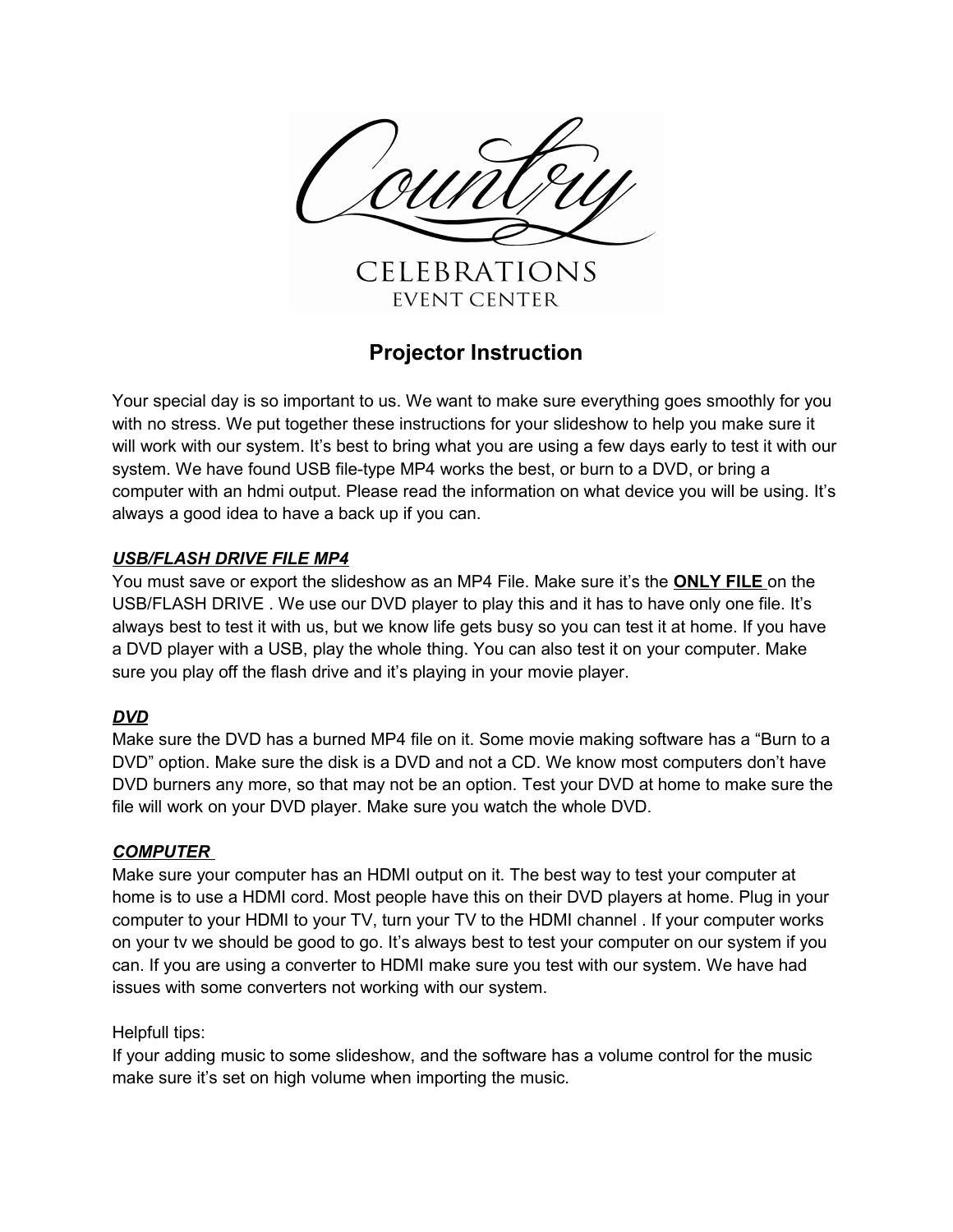Country

CELEBRATIONS
EVENT CENTER

# Projector Instruction

Your special day is so important to us. We want to make sure everything goes smoothly for you with no stress. We put together these instructions for your slideshow to help you make sure it will work with our system. It's best to bring what you are using a few days early to test it with our system. We have found USB file-type MP4 works the best, or burn to a DVD, or bring a computer with an hdmi output. Please read the information on what device you will be using. It's always a good idea to have a back up if you can.

***USB/FLASH DRIVE FILE MP4***

You must save or export the slideshow as an MP4 File. Make sure it's the **ONLY FILE** on the USB/FLASH DRIVE . We use our DVD player to play this and it has to have only one file. It's always best to test it with us, but we know life gets busy so you can test it at home. If you have a DVD player with a USB, play the whole thing. You can also test it on your computer. Make sure you play off the flash drive and it's playing in your movie player.

***DVD***

Make sure the DVD has a burned MP4 file on it. Some movie making software has a "Burn to a DVD" option. Make sure the disk is a DVD and not a CD. We know most computers don't have DVD burners any more, so that may not be an option. Test your DVD at home to make sure the file will work on your DVD player. Make sure you watch the whole DVD.

***COMPUTER***

Make sure your computer has an HDMI output on it. The best way to test your computer at home is to use a HDMI cord. Most people have this on their DVD players at home. Plug in your computer to your HDMI to your TV, turn your TV to the HDMI channel . If your computer works on your tv we should be good to go. It's always best to test your computer on our system if you can. If you are using a converter to HDMI make sure you test with our system. We have had issues with some converters not working with our system.

Helpfull tips:

If your adding music to some slideshow, and the software has a volume control for the music make sure it's set on high volume when importing the music.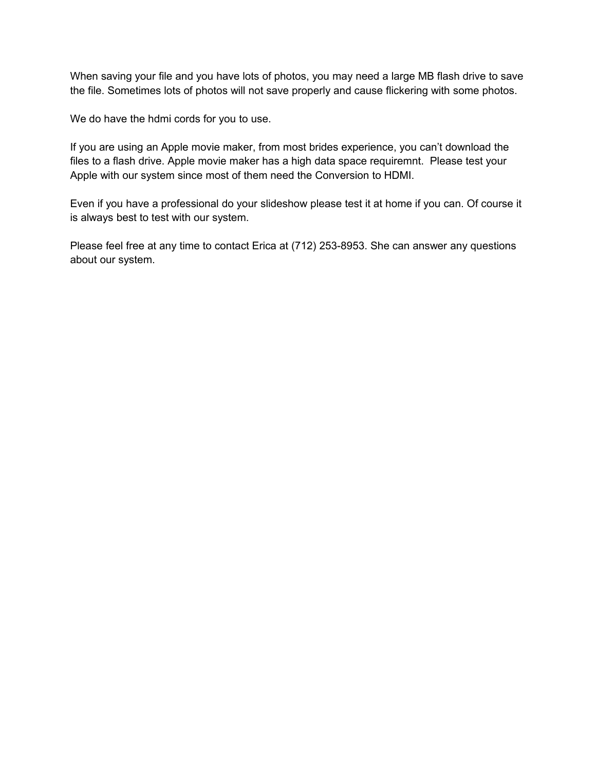When saving your file and you have lots of photos, you may need a large MB flash drive to save the file. Sometimes lots of photos will not save properly and cause flickering with some photos.

We do have the hdmi cords for you to use.

If you are using an Apple movie maker, from most brides experience, you can't download the files to a flash drive. Apple movie maker has a high data space requiremnt. Please test your Apple with our system since most of them need the Conversion to HDMI.

Even if you have a professional do your slideshow please test it at home if you can. Of course it is always best to test with our system.

Please feel free at any time to contact Erica at (712) 253-8953. She can answer any questions about our system.